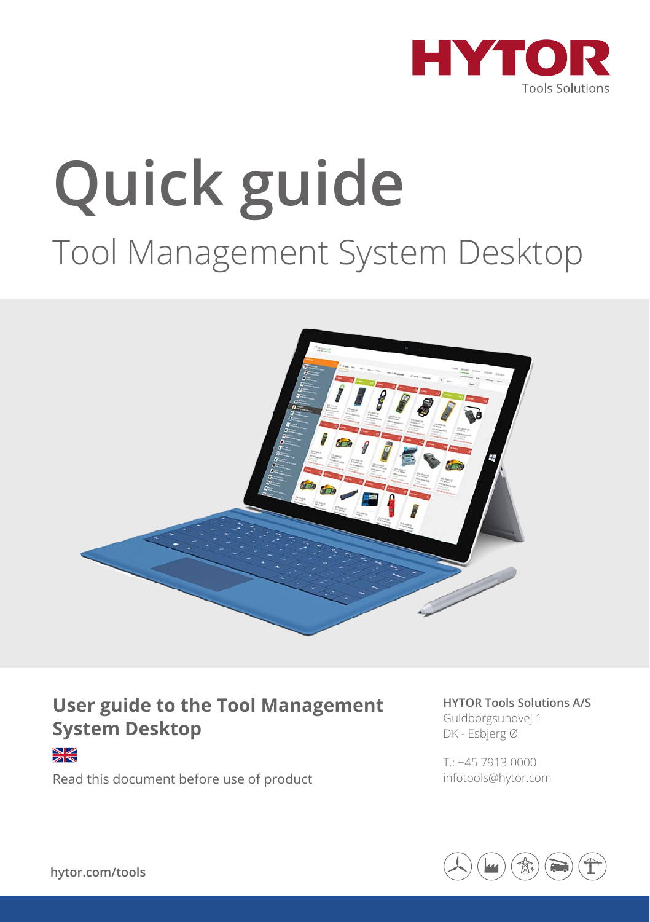HYTOR

Tools Solutions

# Quick guide

## Tool Management System Desktop

**User guide to the Tool Management System Desktop**

Read this document before use of product

**HYTOR Tools Solutions A/S**
Guldborgsundvej 1
DK - Esbjerg Ø

T.: +45 7913 0000
infotools@hytor.com

**hytor.com/tools**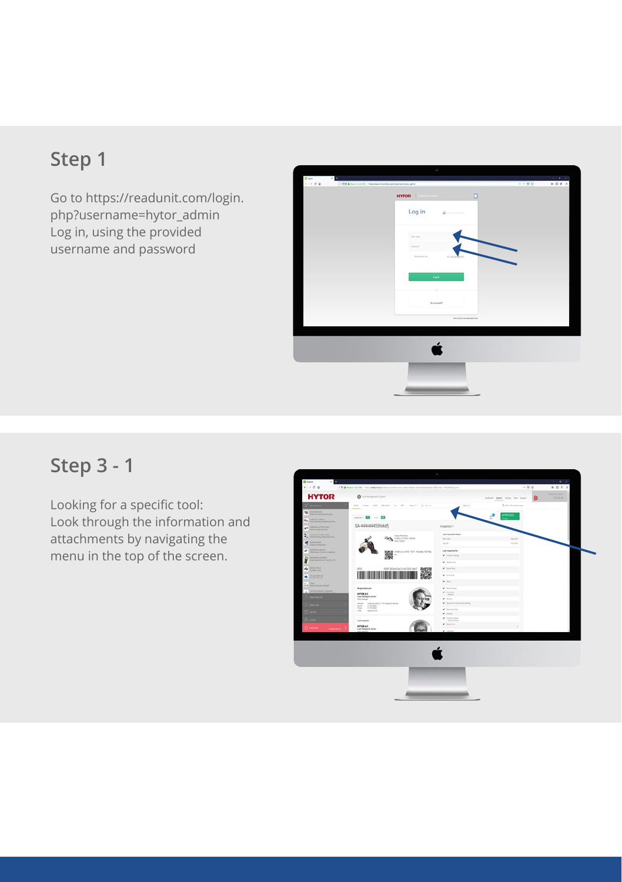## Step 1

Go to https://readunit.com/login.php?username=hytor_admin
Log in, using the provided username and password

## Step 3 - 1

Looking for a specific tool:
Look through the information and attachments by navigating the menu in the top of the screen.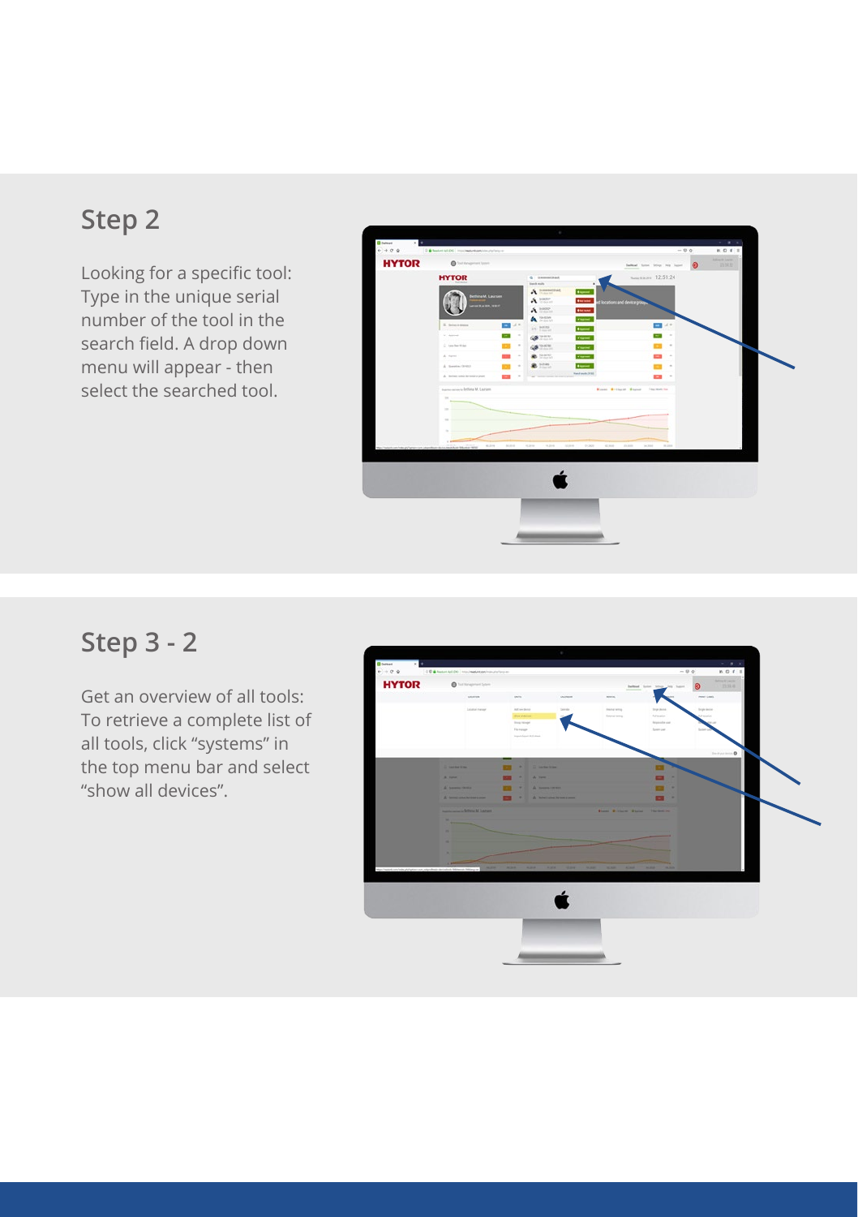## Step 2

Looking for a specific tool: Type in the unique serial number of the tool in the search field. A drop down menu will appear - then select the searched tool.

## Step 3 - 2

Get an overview of all tools: To retrieve a complete list of all tools, click “systems” in the top menu bar and select “show all devices”.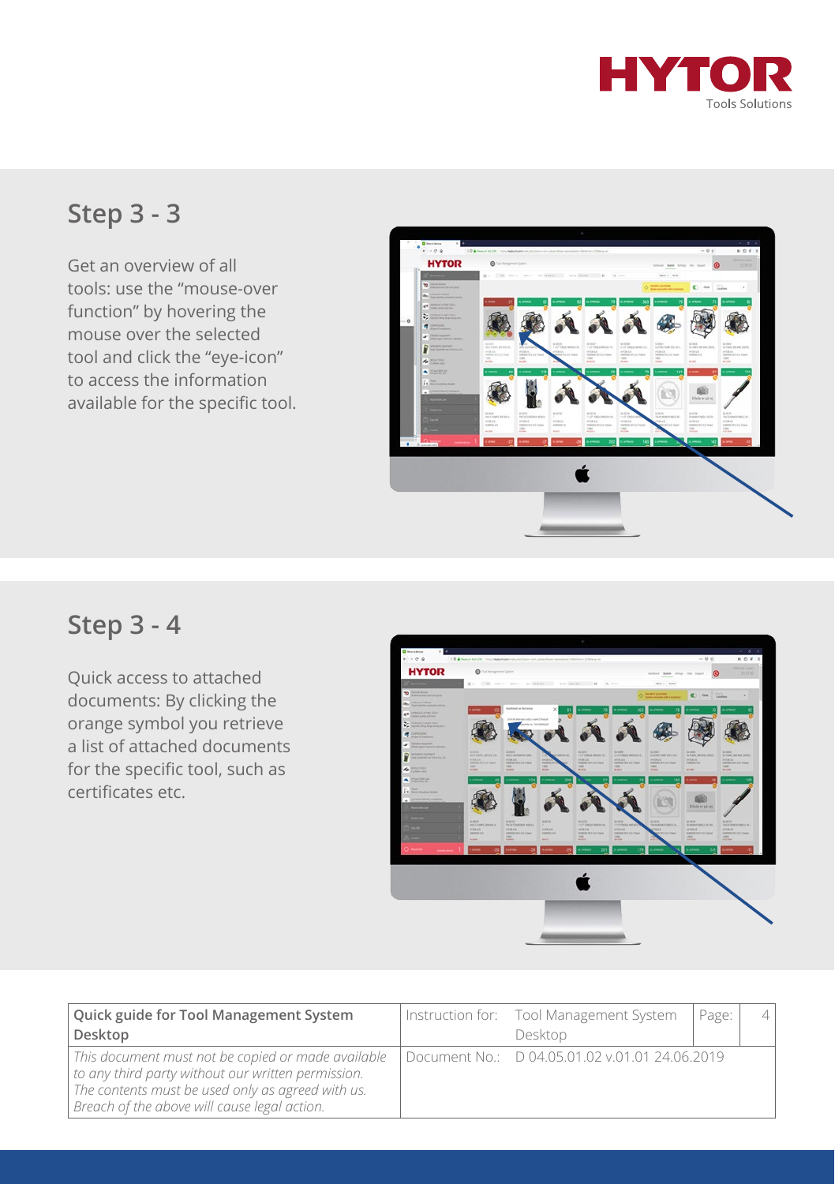## Step 3 - 3

Get an overview of all tools: use the "mouse-over function" by hovering the mouse over the selected tool and click the "eye-icon" to access the information available for the specific tool.

## Step 3 - 4

Quick access to attached documents: By clicking the orange symbol you retrieve a list of attached documents for the specific tool, such as certificates etc.

| | | | | |
|---|---|---|---|---|
| **Quick guide for Tool Management System Desktop** | Instruction for: | Tool Management System Desktop | Page: | 4 |
| *This document must not be copied or made available to any third party without our written permission. The contents must be used only as agreed with us. Breach of the above will cause legal action.* | Document No.: | D 04.05.01.02 v.01.01 24.06.2019 | | |